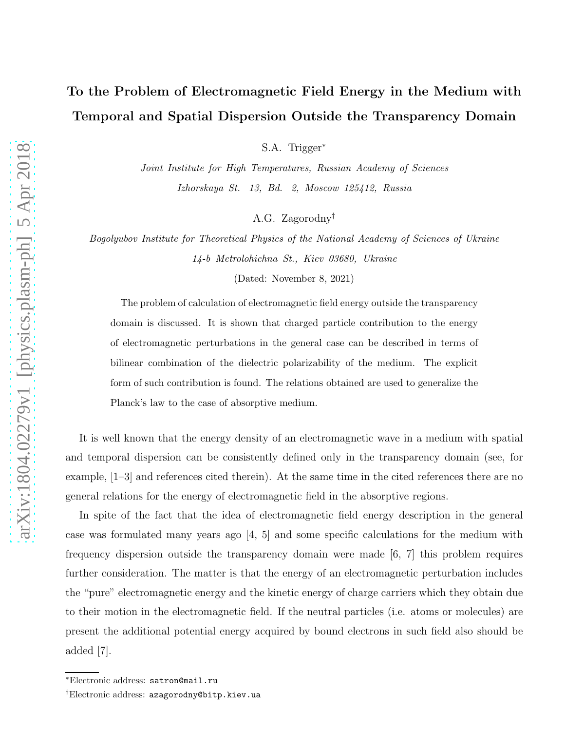# To the Problem of Electromagnetic Field Energy in the Medium with Temporal and Spatial Dispersion Outside the Transparency Domain

S.A. Trigger*

*Joint Institute for High Temperatures, Russian Academy of Sciences*
*Izhorskaya St. 13, Bd. 2, Moscow 125412, Russia*

A.G. Zagorodny†

*Bogolyubov Institute for Theoretical Physics of the National Academy of Sciences of Ukraine*
*14-b Metrolohichna St., Kiev 03680, Ukraine*

(Dated: November 8, 2021)

The problem of calculation of electromagnetic field energy outside the transparency domain is discussed. It is shown that charged particle contribution to the energy of electromagnetic perturbations in the general case can be described in terms of bilinear combination of the dielectric polarizability of the medium. The explicit form of such contribution is found. The relations obtained are used to generalize the Planck's law to the case of absorptive medium.

It is well known that the energy density of an electromagnetic wave in a medium with spatial and temporal dispersion can be consistently defined only in the transparency domain (see, for example, [1–3] and references cited therein). At the same time in the cited references there are no general relations for the energy of electromagnetic field in the absorptive regions.

In spite of the fact that the idea of electromagnetic field energy description in the general case was formulated many years ago [4, 5] and some specific calculations for the medium with frequency dispersion outside the transparency domain were made [6, 7] this problem requires further consideration. The matter is that the energy of an electromagnetic perturbation includes the "pure" electromagnetic energy and the kinetic energy of charge carriers which they obtain due to their motion in the electromagnetic field. If the neutral particles (i.e. atoms or molecules) are present the additional potential energy acquired by bound electrons in such field also should be added [7].

*Electronic address: satron@mail.ru

†Electronic address: azagorodny@bitp.kiev.ua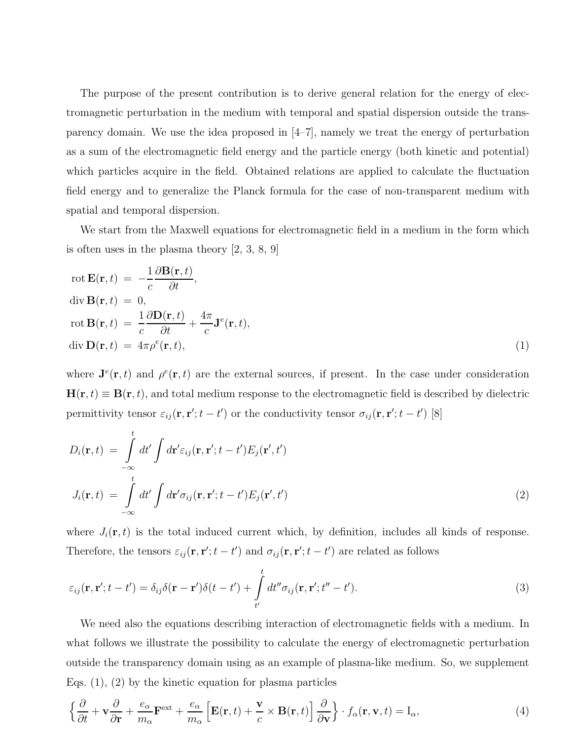The purpose of the present contribution is to derive general relation for the energy of electromagnetic perturbation in the medium with temporal and spatial dispersion outside the transparency domain. We use the idea proposed in [4–7], namely we treat the energy of perturbation as a sum of the electromagnetic field energy and the particle energy (both kinetic and potential) which particles acquire in the field. Obtained relations are applied to calculate the fluctuation field energy and to generalize the Planck formula for the case of non-transparent medium with spatial and temporal dispersion.

We start from the Maxwell equations for electromagnetic field in a medium in the form which is often uses in the plasma theory [2, 3, 8, 9]

$$
\begin{aligned}
\operatorname{rot}\mathbf{E}(\mathbf{r},t) &= -\frac{1}{c}\frac{\partial \mathbf{B}(\mathbf{r},t)}{\partial t},\\
\operatorname{div}\mathbf{B}(\mathbf{r},t) &= 0,\\
\operatorname{rot}\mathbf{B}(\mathbf{r},t) &= \frac{1}{c}\frac{\partial \mathbf{D}(\mathbf{r},t)}{\partial t} + \frac{4\pi}{c}\mathbf{J}^{e}(\mathbf{r},t),\\
\operatorname{div}\mathbf{D}(\mathbf{r},t) &= 4\pi\rho^{e}(\mathbf{r},t),
\end{aligned}
\tag{1}
$$

where $\mathbf{J}^{e}(\mathbf{r},t)$ and $\rho^{e}(\mathbf{r},t)$ are the external sources, if present. In the case under consideration $\mathbf{H}(\mathbf{r},t) \equiv \mathbf{B}(\mathbf{r},t)$, and total medium response to the electromagnetic field is described by dielectric permittivity tensor $\varepsilon_{ij}(\mathbf{r},\mathbf{r}';t-t')$ or the conductivity tensor $\sigma_{ij}(\mathbf{r},\mathbf{r}';t-t')$ [8]

$$
\begin{aligned}
D_i(\mathbf{r},t) &= \int\limits_{-\infty}^{t} dt' \int d\mathbf{r}' \varepsilon_{ij}(\mathbf{r},\mathbf{r}';t-t') E_j(\mathbf{r}',t')\\
J_i(\mathbf{r},t) &= \int\limits_{-\infty}^{t} dt' \int d\mathbf{r}' \sigma_{ij}(\mathbf{r},\mathbf{r}';t-t') E_j(\mathbf{r}',t')
\end{aligned}
\tag{2}
$$

where $J_i(\mathbf{r},t)$ is the total induced current which, by definition, includes all kinds of response. Therefore, the tensors $\varepsilon_{ij}(\mathbf{r},\mathbf{r}';t-t')$ and $\sigma_{ij}(\mathbf{r},\mathbf{r}';t-t')$ are related as follows

$$
\varepsilon_{ij}(\mathbf{r},\mathbf{r}';t-t') = \delta_{ij}\delta(\mathbf{r}-\mathbf{r}')\delta(t-t') + \int\limits_{t'}^{t} dt'' \sigma_{ij}(\mathbf{r},\mathbf{r}';t''-t'). \tag{3}
$$

We need also the equations describing interaction of electromagnetic fields with a medium. In what follows we illustrate the possibility to calculate the energy of electromagnetic perturbation outside the transparency domain using as an example of plasma-like medium. So, we supplement Eqs. (1), (2) by the kinetic equation for plasma particles

$$
\left\{ \frac{\partial}{\partial t} + \mathbf{v}\frac{\partial}{\partial \mathbf{r}} + \frac{e_\alpha}{m_\alpha}\mathbf{F}^{\text{ext}} + \frac{e_\alpha}{m_\alpha}\Big[\mathbf{E}(\mathbf{r},t) + \frac{\mathbf{v}}{c}\times\mathbf{B}(\mathbf{r},t)\Big]\frac{\partial}{\partial \mathbf{v}} \right\} \cdot f_\alpha(\mathbf{r},\mathbf{v},t) = \mathrm{I}_\alpha, \tag{4}
$$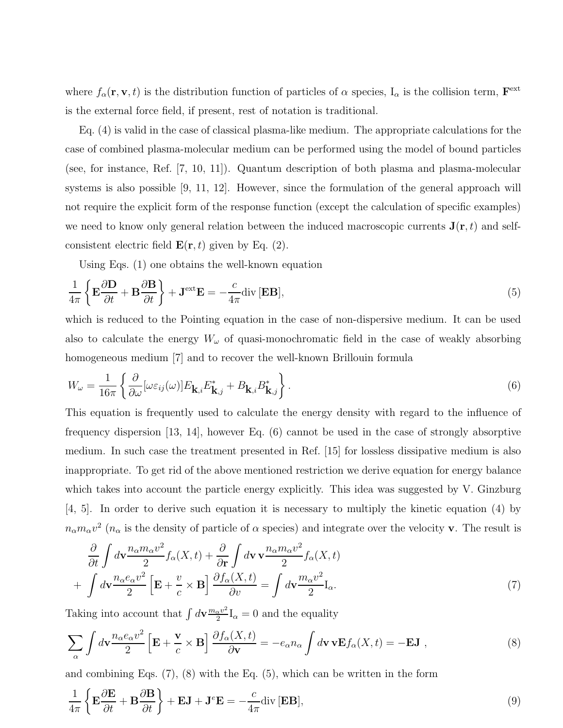where $f_\alpha(\mathbf{r}, \mathbf{v}, t)$ is the distribution function of particles of $\alpha$ species, $\mathrm{I}_\alpha$ is the collision term, $\mathbf{F}^{\mathrm{ext}}$ is the external force field, if present, rest of notation is traditional.

Eq. (4) is valid in the case of classical plasma-like medium. The appropriate calculations for the case of combined plasma-molecular medium can be performed using the model of bound particles (see, for instance, Ref. [7, 10, 11]). Quantum description of both plasma and plasma-molecular systems is also possible [9, 11, 12]. However, since the formulation of the general approach will not require the explicit form of the response function (except the calculation of specific examples) we need to know only general relation between the induced macroscopic currents $\mathbf{J}(\mathbf{r}, t)$ and self-consistent electric field $\mathbf{E}(\mathbf{r}, t)$ given by Eq. (2).

Using Eqs. (1) one obtains the well-known equation

$$\frac{1}{4\pi}\left\{\mathbf{E}\frac{\partial \mathbf{D}}{\partial t} + \mathbf{B}\frac{\partial \mathbf{B}}{\partial t}\right\} + \mathbf{J}^{\mathrm{ext}}\mathbf{E} = -\frac{c}{4\pi}\mathrm{div}\,[\mathbf{E}\mathbf{B}], \tag{5}$$

which is reduced to the Pointing equation in the case of non-dispersive medium. It can be used also to calculate the energy $W_\omega$ of quasi-monochromatic field in the case of weakly absorbing homogeneous medium [7] and to recover the well-known Brillouin formula

$$W_\omega = \frac{1}{16\pi}\left\{\frac{\partial}{\partial \omega}[\omega \varepsilon_{ij}(\omega)]E_{\mathbf{k},i}E^*_{\mathbf{k},j} + B_{\mathbf{k},i}B^*_{\mathbf{k},j}\right\}. \tag{6}$$

This equation is frequently used to calculate the energy density with regard to the influence of frequency dispersion [13, 14], however Eq. (6) cannot be used in the case of strongly absorptive medium. In such case the treatment presented in Ref. [15] for lossless dissipative medium is also inappropriate. To get rid of the above mentioned restriction we derive equation for energy balance which takes into account the particle energy explicitly. This idea was suggested by V. Ginzburg [4, 5]. In order to derive such equation it is necessary to multiply the kinetic equation (4) by $n_\alpha m_\alpha v^2$ ($n_\alpha$ is the density of particle of $\alpha$ species) and integrate over the velocity $\mathbf{v}$. The result is

$$\begin{aligned}
&\frac{\partial}{\partial t}\int d\mathbf{v}\frac{n_\alpha m_\alpha v^2}{2}f_\alpha(X,t) + \frac{\partial}{\partial \mathbf{r}}\int d\mathbf{v}\,\mathbf{v}\frac{n_\alpha m_\alpha v^2}{2}f_\alpha(X,t) \\
&+ \int d\mathbf{v}\frac{n_\alpha e_\alpha v^2}{2}\left[\mathbf{E} + \frac{v}{c}\times \mathbf{B}\right]\frac{\partial f_\alpha(X,t)}{\partial v} = \int d\mathbf{v}\frac{m_\alpha v^2}{2}\mathrm{I}_\alpha.
\end{aligned} \tag{7}$$

Taking into account that $\int d\mathbf{v}\frac{m_\alpha v^2}{2}\mathrm{I}_\alpha = 0$ and the equality

$$\sum_\alpha \int d\mathbf{v}\frac{n_\alpha e_\alpha v^2}{2}\left[\mathbf{E} + \frac{\mathbf{v}}{c}\times \mathbf{B}\right]\frac{\partial f_\alpha(X,t)}{\partial \mathbf{v}} = -e_\alpha n_\alpha \int d\mathbf{v}\,\mathbf{v}\mathbf{E}f_\alpha(X,t) = -\mathbf{E}\mathbf{J}\ , \tag{8}$$

and combining Eqs. (7), (8) with the Eq. (5), which can be written in the form

$$\frac{1}{4\pi}\left\{\mathbf{E}\frac{\partial \mathbf{E}}{\partial t} + \mathbf{B}\frac{\partial \mathbf{B}}{\partial t}\right\} + \mathbf{E}\mathbf{J} + \mathbf{J}^e\mathbf{E} = -\frac{c}{4\pi}\mathrm{div}\,[\mathbf{E}\mathbf{B}], \tag{9}$$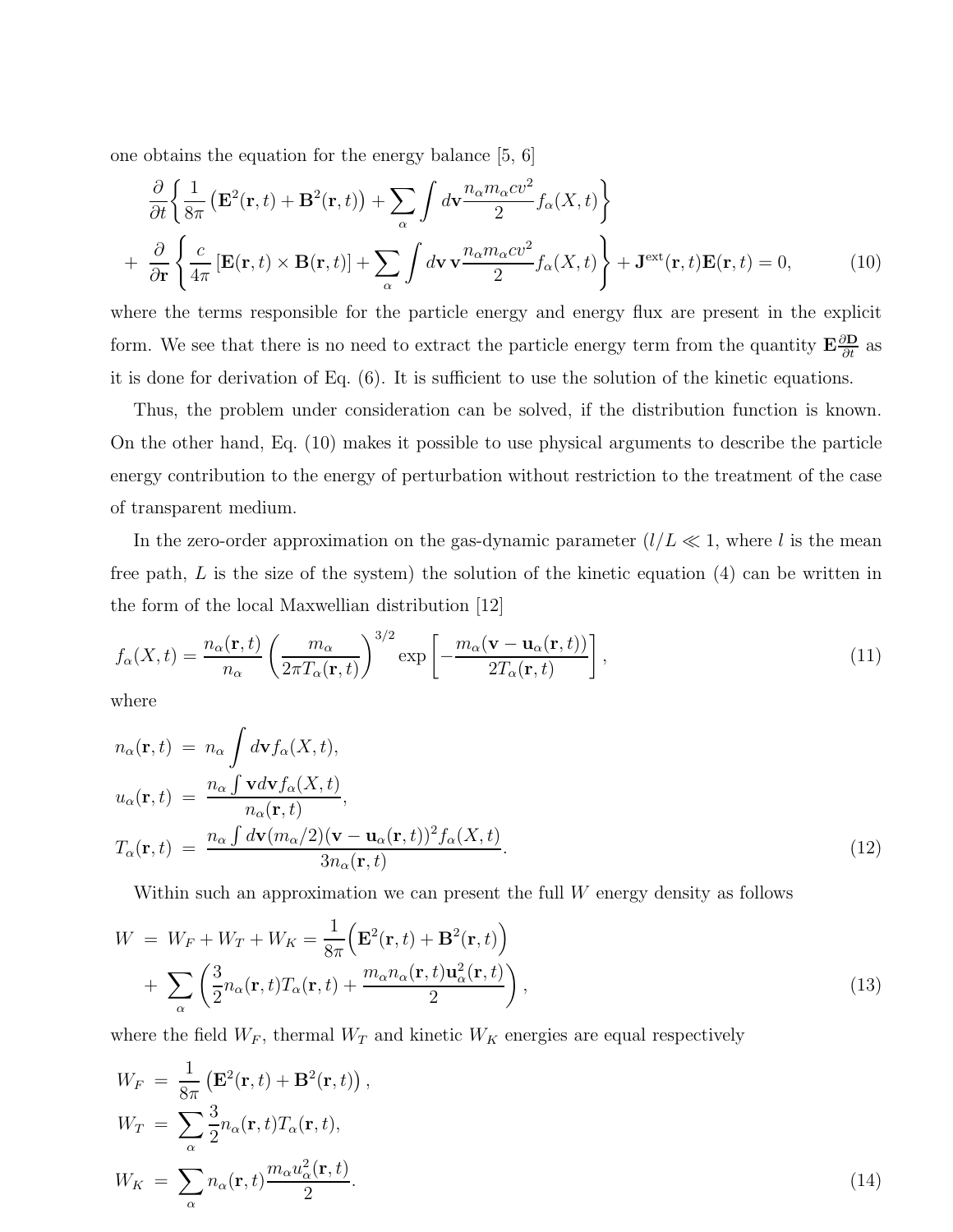one obtains the equation for the energy balance [5, 6]

$$
\begin{aligned}
&\frac{\partial}{\partial t}\left\{\frac{1}{8\pi}\left(\mathbf{E}^2(\mathbf{r},t)+\mathbf{B}^2(\mathbf{r},t)\right)+\sum_\alpha\int d\mathbf{v}\frac{n_\alpha m_\alpha c v^2}{2}f_\alpha(X,t)\right\}\\
&+\ \frac{\partial}{\partial \mathbf{r}}\left\{\frac{c}{4\pi}\left[\mathbf{E}(\mathbf{r},t)\times\mathbf{B}(\mathbf{r},t)\right]+\sum_\alpha\int d\mathbf{v}\,\mathbf{v}\frac{n_\alpha m_\alpha c v^2}{2}f_\alpha(X,t)\right\}+\mathbf{J}^{\rm ext}(\mathbf{r},t)\mathbf{E}(\mathbf{r},t)=0, \qquad (10)
\end{aligned}
$$

where the terms responsible for the particle energy and energy flux are present in the explicit form. We see that there is no need to extract the particle energy term from the quantity $\mathbf{E}\frac{\partial \mathbf{D}}{\partial t}$ as it is done for derivation of Eq. (6). It is sufficient to use the solution of the kinetic equations.

Thus, the problem under consideration can be solved, if the distribution function is known. On the other hand, Eq. (10) makes it possible to use physical arguments to describe the particle energy contribution to the energy of perturbation without restriction to the treatment of the case of transparent medium.

In the zero-order approximation on the gas-dynamic parameter ($l/L \ll 1$, where $l$ is the mean free path, $L$ is the size of the system) the solution of the kinetic equation (4) can be written in the form of the local Maxwellian distribution [12]

$$
f_\alpha(X,t)=\frac{n_\alpha(\mathbf{r},t)}{n_\alpha}\left(\frac{m_\alpha}{2\pi T_\alpha(\mathbf{r},t)}\right)^{3/2}\exp\left[-\frac{m_\alpha(\mathbf{v}-\mathbf{u}_\alpha(\mathbf{r},t))}{2T_\alpha(\mathbf{r},t)}\right], \qquad (11)
$$

where

$$
\begin{aligned}
n_\alpha(\mathbf{r},t) &= n_\alpha\int d\mathbf{v}f_\alpha(X,t),\\
u_\alpha(\mathbf{r},t) &= \frac{n_\alpha\int \mathbf{v}d\mathbf{v}f_\alpha(X,t)}{n_\alpha(\mathbf{r},t)},\\
T_\alpha(\mathbf{r},t) &= \frac{n_\alpha\int d\mathbf{v}(m_\alpha/2)(\mathbf{v}-\mathbf{u}_\alpha(\mathbf{r},t))^2 f_\alpha(X,t)}{3n_\alpha(\mathbf{r},t)}. \qquad (12)
\end{aligned}
$$

Within such an approximation we can present the full $W$ energy density as follows

$$
\begin{aligned}
W &= W_F+W_T+W_K=\frac{1}{8\pi}\Big(\mathbf{E}^2(\mathbf{r},t)+\mathbf{B}^2(\mathbf{r},t)\Big)\\
&+\ \sum_\alpha\left(\frac{3}{2}n_\alpha(\mathbf{r},t)T_\alpha(\mathbf{r},t)+\frac{m_\alpha n_\alpha(\mathbf{r},t)\mathbf{u}_\alpha^2(\mathbf{r},t)}{2}\right), \qquad (13)
\end{aligned}
$$

where the field $W_F$, thermal $W_T$ and kinetic $W_K$ energies are equal respectively

$$
\begin{aligned}
W_F &= \frac{1}{8\pi}\left(\mathbf{E}^2(\mathbf{r},t)+\mathbf{B}^2(\mathbf{r},t)\right),\\
W_T &= \sum_\alpha\frac{3}{2}n_\alpha(\mathbf{r},t)T_\alpha(\mathbf{r},t),\\
W_K &= \sum_\alpha n_\alpha(\mathbf{r},t)\frac{m_\alpha u_\alpha^2(\mathbf{r},t)}{2}. \qquad (14)
\end{aligned}
$$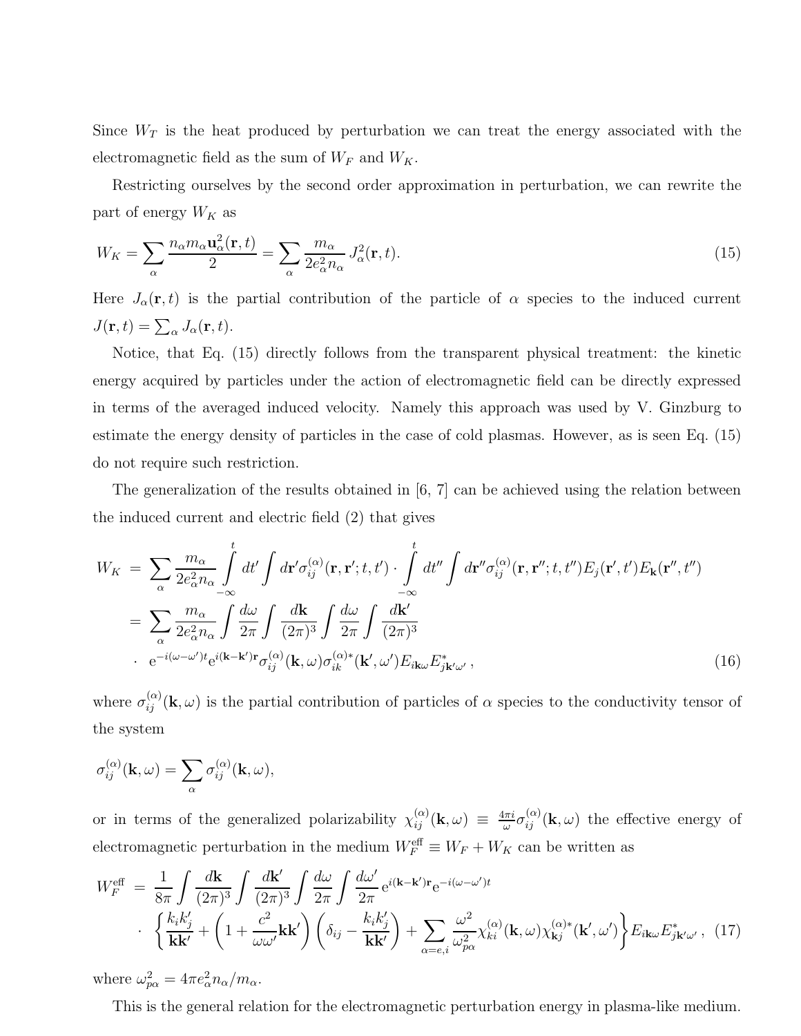Since $W_T$ is the heat produced by perturbation we can treat the energy associated with the electromagnetic field as the sum of $W_F$ and $W_K$.

Restricting ourselves by the second order approximation in perturbation, we can rewrite the part of energy $W_K$ as

$$W_K = \sum_\alpha \frac{n_\alpha m_\alpha \mathbf{u}_\alpha^2(\mathbf{r},t)}{2} = \sum_\alpha \frac{m_\alpha}{2e_\alpha^2 n_\alpha} J_\alpha^2(\mathbf{r},t). \tag{15}$$

Here $J_\alpha(\mathbf{r},t)$ is the partial contribution of the particle of $\alpha$ species to the induced current $J(\mathbf{r},t) = \sum_\alpha J_\alpha(\mathbf{r},t)$.

Notice, that Eq. (15) directly follows from the transparent physical treatment: the kinetic energy acquired by particles under the action of electromagnetic field can be directly expressed in terms of the averaged induced velocity. Namely this approach was used by V. Ginzburg to estimate the energy density of particles in the case of cold plasmas. However, as is seen Eq. (15) do not require such restriction.

The generalization of the results obtained in [6, 7] can be achieved using the relation between the induced current and electric field (2) that gives

$$\begin{aligned}
W_K &= \sum_\alpha \frac{m_\alpha}{2e_\alpha^2 n_\alpha} \int\limits_{-\infty}^{t} dt' \int d\mathbf{r}' \sigma_{ij}^{(\alpha)}(\mathbf{r},\mathbf{r}';t,t') \cdot \int\limits_{-\infty}^{t} dt'' \int d\mathbf{r}'' \sigma_{ij}^{(\alpha)}(\mathbf{r},\mathbf{r}'';t,t'') E_j(\mathbf{r}',t') E_{\mathbf{k}}(\mathbf{r}'',t'') \\
&= \sum_\alpha \frac{m_\alpha}{2e_\alpha^2 n_\alpha} \int \frac{d\omega}{2\pi} \int \frac{d\mathbf{k}}{(2\pi)^3} \int \frac{d\omega}{2\pi} \int \frac{d\mathbf{k}'}{(2\pi)^3} \\
&\cdot \ \mathrm{e}^{-i(\omega-\omega')t} \mathrm{e}^{i(\mathbf{k}-\mathbf{k}')\mathbf{r}} \sigma_{ij}^{(\alpha)}(\mathbf{k},\omega) \sigma_{ik}^{(\alpha)*}(\mathbf{k}',\omega') E_{i\mathbf{k}\omega} E^*_{j\mathbf{k}'\omega'} \,,
\end{aligned} \tag{16}$$

where $\sigma_{ij}^{(\alpha)}(\mathbf{k},\omega)$ is the partial contribution of particles of $\alpha$ species to the conductivity tensor of the system

$$\sigma_{ij}^{(\alpha)}(\mathbf{k},\omega) = \sum_\alpha \sigma_{ij}^{(\alpha)}(\mathbf{k},\omega),$$

or in terms of the generalized polarizability $\chi_{ij}^{(\alpha)}(\mathbf{k},\omega) \equiv \frac{4\pi i}{\omega} \sigma_{ij}^{(\alpha)}(\mathbf{k},\omega)$ the effective energy of electromagnetic perturbation in the medium $W_F^{\mathrm{eff}} \equiv W_F + W_K$ can be written as

$$\begin{aligned}
W_F^{\mathrm{eff}} &= \frac{1}{8\pi} \int \frac{d\mathbf{k}}{(2\pi)^3} \int \frac{d\mathbf{k}'}{(2\pi)^3} \int \frac{d\omega}{2\pi} \int \frac{d\omega'}{2\pi} \mathrm{e}^{i(\mathbf{k}-\mathbf{k}')\mathbf{r}} \mathrm{e}^{-i(\omega-\omega')t} \\
&\cdot \ \left\{ \frac{k_i k_j'}{\mathbf{k}\mathbf{k}'} + \left(1 + \frac{c^2}{\omega\omega'} \mathbf{k}\mathbf{k}'\right) \left(\delta_{ij} - \frac{k_i k_j'}{\mathbf{k}\mathbf{k}'}\right) + \sum_{\alpha=e,i} \frac{\omega^2}{\omega_{p\alpha}^2} \chi_{ki}^{(\alpha)}(\mathbf{k},\omega) \chi_{\mathbf{k}j}^{(\alpha)*}(\mathbf{k}',\omega') \right\} E_{i\mathbf{k}\omega} E^*_{j\mathbf{k}'\omega'} \,,
\end{aligned} \tag{17}$$

where $\omega_{p\alpha}^2 = 4\pi e_\alpha^2 n_\alpha / m_\alpha$.

This is the general relation for the electromagnetic perturbation energy in plasma-like medium.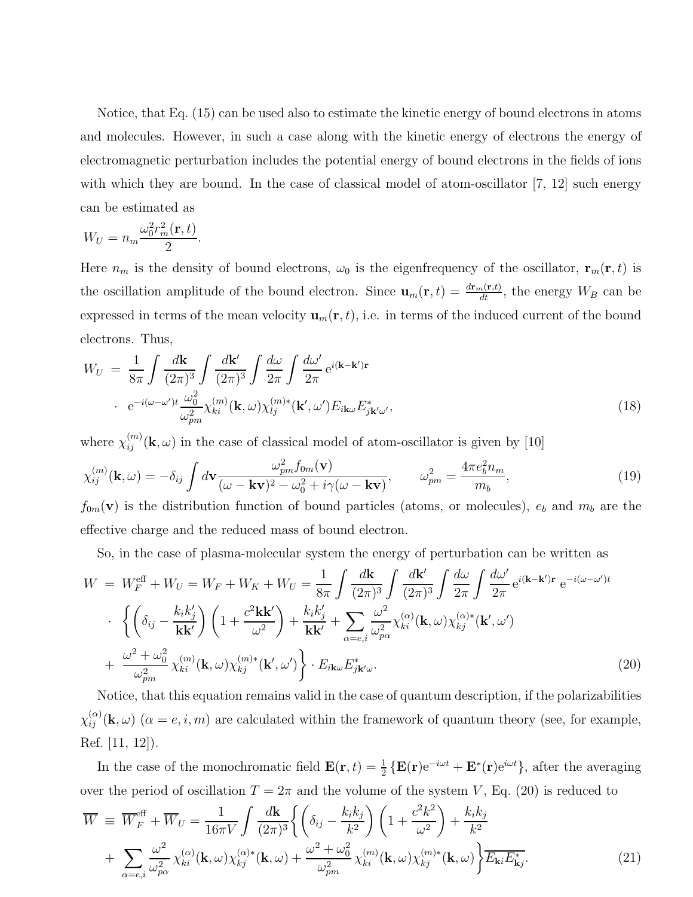Notice, that Eq. (15) can be used also to estimate the kinetic energy of bound electrons in atoms and molecules. However, in such a case along with the kinetic energy of electrons the energy of electromagnetic perturbation includes the potential energy of bound electrons in the fields of ions with which they are bound. In the case of classical model of atom-oscillator [7, 12] such energy can be estimated as

$$W_U = n_m \frac{\omega_0^2 r_m^2(\mathbf{r},t)}{2}.$$

Here $n_m$ is the density of bound electrons, $\omega_0$ is the eigenfrequency of the oscillator, $\mathbf{r}_m(\mathbf{r},t)$ is the oscillation amplitude of the bound electron. Since $\mathbf{u}_m(\mathbf{r},t) = \frac{d\mathbf{r}_m(\mathbf{r},t)}{dt}$, the energy $W_B$ can be expressed in terms of the mean velocity $\mathbf{u}_m(\mathbf{r},t)$, i.e. in terms of the induced current of the bound electrons. Thus,

$$W_U = \frac{1}{8\pi}\int \frac{d\mathbf{k}}{(2\pi)^3}\int \frac{d\mathbf{k}'}{(2\pi)^3}\int \frac{d\omega}{2\pi}\int \frac{d\omega'}{2\pi}\, \mathrm{e}^{i(\mathbf{k}-\mathbf{k}')\mathbf{r}} \cdot \mathrm{e}^{-i(\omega-\omega')t}\frac{\omega_0^2}{\omega_{pm}^2}\chi_{ki}^{(m)}(\mathbf{k},\omega)\chi_{lj}^{(m)*}(\mathbf{k}',\omega')E_{i\mathbf{k}\omega}E^*_{j\mathbf{k}'\omega'}, \tag{18}$$

where $\chi_{ij}^{(m)}(\mathbf{k},\omega)$ in the case of classical model of atom-oscillator is given by [10]

$$\chi_{ij}^{(m)}(\mathbf{k},\omega) = -\delta_{ij}\int d\mathbf{v}\frac{\omega_{pm}^2 f_{0m}(\mathbf{v})}{(\omega-\mathbf{kv})^2-\omega_0^2+i\gamma(\omega-\mathbf{kv})}, \qquad \omega_{pm}^2 = \frac{4\pi e_b^2 n_m}{m_b}, \tag{19}$$

$f_{0m}(\mathbf{v})$ is the distribution function of bound particles (atoms, or molecules), $e_b$ and $m_b$ are the effective charge and the reduced mass of bound electron.

So, in the case of plasma-molecular system the energy of perturbation can be written as

$$\begin{aligned} W &= W_F^{\mathrm{eff}} + W_U = W_F + W_K + W_U = \frac{1}{8\pi}\int \frac{d\mathbf{k}}{(2\pi)^3}\int \frac{d\mathbf{k}'}{(2\pi)^3}\int \frac{d\omega}{2\pi}\int \frac{d\omega'}{2\pi}\,\mathrm{e}^{i(\mathbf{k}-\mathbf{k}')\mathbf{r}}\;\mathrm{e}^{-i(\omega-\omega')t} \\ &\cdot\; \Bigg\{\left(\delta_{ij}-\frac{k_ik'_j}{\mathbf{kk}'}\right)\left(1+\frac{c^2\mathbf{kk}'}{\omega^2}\right)+\frac{k_ik'_j}{\mathbf{kk}'}+\sum_{\alpha=e,i}\frac{\omega^2}{\omega_{p\alpha}^2}\chi_{ki}^{(\alpha)}(\mathbf{k},\omega)\chi_{kj}^{(\alpha)*}(\mathbf{k}',\omega') \\ &+\; \frac{\omega^2+\omega_0^2}{\omega_{pm}^2}\,\chi_{ki}^{(m)}(\mathbf{k},\omega)\chi_{kj}^{(m)*}(\mathbf{k}',\omega')\Bigg\}\cdot E_{i\mathbf{k}\omega}E^*_{j\mathbf{k}'\omega}. \end{aligned} \tag{20}$$

Notice, that this equation remains valid in the case of quantum description, if the polarizabilities $\chi_{ij}^{(\alpha)}(\mathbf{k},\omega)$ ($\alpha = e, i, m$) are calculated within the framework of quantum theory (see, for example, Ref. [11, 12]).

In the case of the monochromatic field $\mathbf{E}(\mathbf{r},t) = \frac{1}{2}\left\{\mathbf{E}(\mathbf{r})\mathrm{e}^{-i\omega t} + \mathbf{E}^*(\mathbf{r})\mathrm{e}^{i\omega t}\right\}$, after the averaging over the period of oscillation $T = 2\pi$ and the volume of the system $V$, Eq. (20) is reduced to

$$\begin{aligned} \overline{W} &\equiv \overline{W}_F^{\mathrm{eff}} + \overline{W}_U = \frac{1}{16\pi V}\int \frac{d\mathbf{k}}{(2\pi)^3}\Bigg\{\left(\delta_{ij}-\frac{k_ik_j}{k^2}\right)\left(1+\frac{c^2k^2}{\omega^2}\right)+\frac{k_ik_j}{k^2} \\ &+\; \sum_{\alpha=e,i}\frac{\omega^2}{\omega_{p\alpha}^2}\,\chi_{ki}^{(\alpha)}(\mathbf{k},\omega)\chi_{kj}^{(\alpha)*}(\mathbf{k},\omega)+\frac{\omega^2+\omega_0^2}{\omega_{pm}^2}\,\chi_{ki}^{(m)}(\mathbf{k},\omega)\chi_{kj}^{(m)*}(\mathbf{k},\omega)\Bigg\}\overline{E_{\mathbf{k}i}E^*_{\mathbf{k}j}}. \end{aligned} \tag{21}$$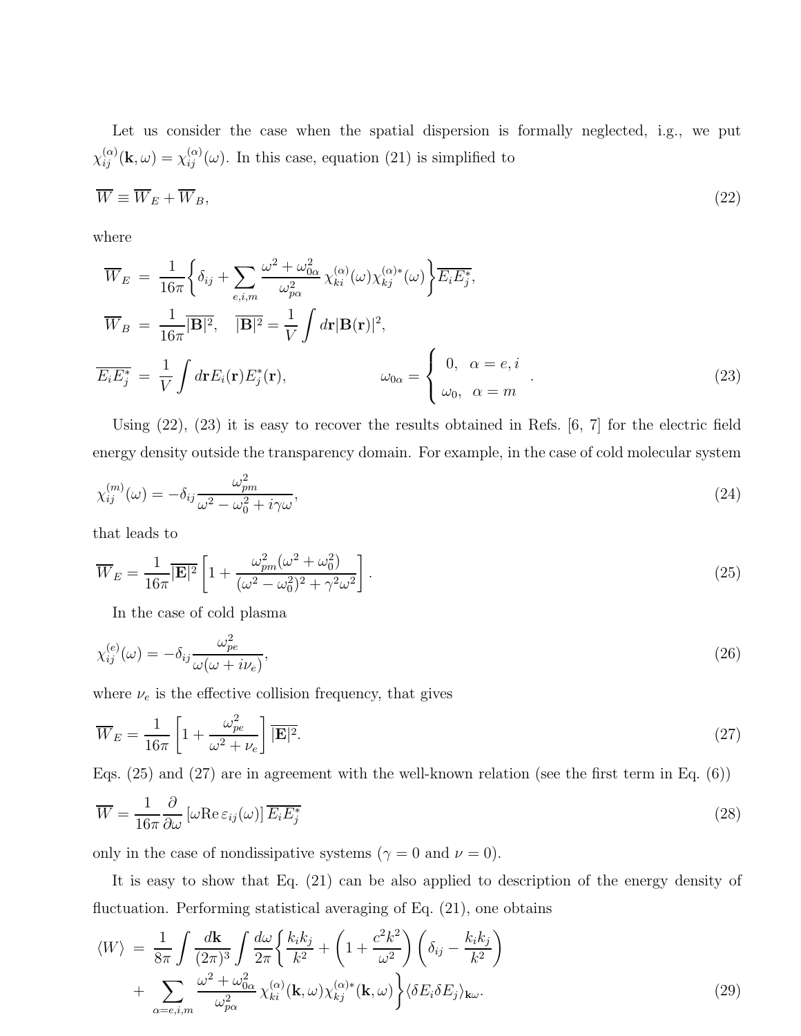Let us consider the case when the spatial dispersion is formally neglected, i.e., we put $\chi_{ij}^{(\alpha)}(\mathbf{k},\omega) = \chi_{ij}^{(\alpha)}(\omega)$. In this case, equation (21) is simplified to

$$\overline{W} \equiv \overline{W}_E + \overline{W}_B, \tag{22}$$

where

$$\begin{aligned}
\overline{W}_E &= \frac{1}{16\pi}\left\{\delta_{ij} + \sum_{e,i,m} \frac{\omega^2 + \omega_{0\alpha}^2}{\omega_{p\alpha}^2}\, \chi_{ki}^{(\alpha)}(\omega)\chi_{kj}^{(\alpha)*}(\omega)\right\}\overline{E_i E_j^*}, \\
\overline{W}_B &= \frac{1}{16\pi}\overline{|\mathbf{B}|^2}, \quad \overline{|\mathbf{B}|^2} = \frac{1}{V}\int d\mathbf{r}|\mathbf{B}(\mathbf{r})|^2, \\
\overline{E_i E_j^*} &= \frac{1}{V}\int d\mathbf{r} E_i(\mathbf{r})E_j^*(\mathbf{r}), \qquad\qquad \omega_{0\alpha} = \begin{cases} 0, & \alpha = e, i \\ \omega_0, & \alpha = m \end{cases}.
\end{aligned} \tag{23}$$

Using (22), (23) it is easy to recover the results obtained in Refs. [6, 7] for the electric field energy density outside the transparency domain. For example, in the case of cold molecular system

$$\chi_{ij}^{(m)}(\omega) = -\delta_{ij}\frac{\omega_{pm}^2}{\omega^2 - \omega_0^2 + i\gamma\omega}, \tag{24}$$

that leads to

$$\overline{W}_E = \frac{1}{16\pi}\overline{|\mathbf{E}|^2}\left[1 + \frac{\omega_{pm}^2(\omega^2 + \omega_0^2)}{(\omega^2 - \omega_0^2)^2 + \gamma^2\omega^2}\right]. \tag{25}$$

In the case of cold plasma

$$\chi_{ij}^{(e)}(\omega) = -\delta_{ij}\frac{\omega_{pe}^2}{\omega(\omega + i\nu_e)}, \tag{26}$$

where $\nu_e$ is the effective collision frequency, that gives

$$\overline{W}_E = \frac{1}{16\pi}\left[1 + \frac{\omega_{pe}^2}{\omega^2 + \nu_e}\right]\overline{|\mathbf{E}|^2}. \tag{27}$$

Eqs. (25) and (27) are in agreement with the well-known relation (see the first term in Eq. (6))

$$\overline{W} = \frac{1}{16\pi}\frac{\partial}{\partial\omega}\left[\omega \mathrm{Re}\,\varepsilon_{ij}(\omega)\right]\overline{E_i E_j^*} \tag{28}$$

only in the case of nondissipative systems ($\gamma = 0$ and $\nu = 0$).

It is easy to show that Eq. (21) can be also applied to description of the energy density of fluctuation. Performing statistical averaging of Eq. (21), one obtains

$$\begin{aligned}
\langle W\rangle &= \frac{1}{8\pi}\int\frac{d\mathbf{k}}{(2\pi)^3}\int\frac{d\omega}{2\pi}\left\{\frac{k_i k_j}{k^2} + \left(1 + \frac{c^2k^2}{\omega^2}\right)\left(\delta_{ij} - \frac{k_i k_j}{k^2}\right)\right. \\
&+ \left.\sum_{\alpha=e,i,m}\frac{\omega^2 + \omega_{0\alpha}^2}{\omega_{p\alpha}^2}\,\chi_{ki}^{(\alpha)}(\mathbf{k},\omega)\chi_{kj}^{(\alpha)*}(\mathbf{k},\omega)\right\}\langle\delta E_i\delta E_j\rangle_{\mathbf{k}\omega}.
\end{aligned} \tag{29}$$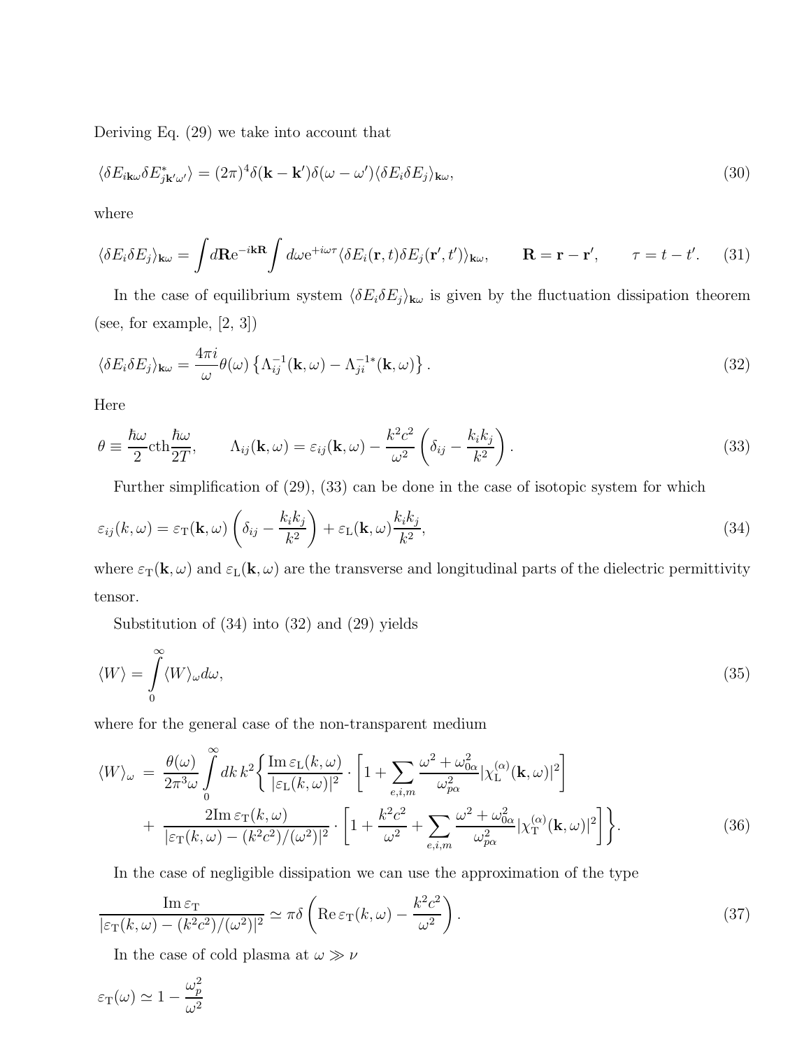Deriving Eq. (29) we take into account that

$$
\langle \delta E_{i\mathbf{k}\omega} \delta E^*_{j\mathbf{k}'\omega'} \rangle = (2\pi)^4 \delta(\mathbf{k}-\mathbf{k}') \delta(\omega - \omega') \langle \delta E_i \delta E_j \rangle_{\mathbf{k}\omega}, \tag{30}
$$

where

$$
\langle \delta E_i \delta E_j \rangle_{\mathbf{k}\omega} = \int d\mathbf{R} e^{-i\mathbf{k}\mathbf{R}} \int d\omega e^{+i\omega\tau} \langle \delta E_i(\mathbf{r},t) \delta E_j(\mathbf{r}',t') \rangle_{\mathbf{k}\omega}, \qquad \mathbf{R} = \mathbf{r} - \mathbf{r}', \qquad \tau = t - t'. \tag{31}
$$

In the case of equilibrium system $\langle \delta E_i \delta E_j \rangle_{\mathbf{k}\omega}$ is given by the fluctuation dissipation theorem (see, for example, [2, 3])

$$
\langle \delta E_i \delta E_j \rangle_{\mathbf{k}\omega} = \frac{4\pi i}{\omega} \theta(\omega) \left\{ \Lambda^{-1}_{ij}(\mathbf{k},\omega) - \Lambda^{-1*}_{ji}(\mathbf{k},\omega) \right\}. \tag{32}
$$

Here

$$
\theta \equiv \frac{\hbar\omega}{2} \mathrm{cth} \frac{\hbar\omega}{2T}, \qquad \Lambda_{ij}(\mathbf{k},\omega) = \varepsilon_{ij}(\mathbf{k},\omega) - \frac{k^2c^2}{\omega^2}\left(\delta_{ij} - \frac{k_ik_j}{k^2}\right). \tag{33}
$$

Further simplification of (29), (33) can be done in the case of isotopic system for which

$$
\varepsilon_{ij}(k,\omega) = \varepsilon_{\mathrm{T}}(\mathbf{k},\omega)\left(\delta_{ij} - \frac{k_ik_j}{k^2}\right) + \varepsilon_{\mathrm{L}}(\mathbf{k},\omega)\frac{k_ik_j}{k^2}, \tag{34}
$$

where $\varepsilon_{\mathrm{T}}(\mathbf{k},\omega)$ and $\varepsilon_{\mathrm{L}}(\mathbf{k},\omega)$ are the transverse and longitudinal parts of the dielectric permittivity tensor.

Substitution of (34) into (32) and (29) yields

$$
\langle W \rangle = \int_0^\infty \langle W \rangle_\omega d\omega, \tag{35}
$$

where for the general case of the non-transparent medium

$$
\begin{aligned}
\langle W \rangle_\omega \;=\; & \frac{\theta(\omega)}{2\pi^3\omega} \int_0^\infty dk\, k^2 \Bigg\{ \frac{\mathrm{Im}\,\varepsilon_{\mathrm{L}}(k,\omega)}{|\varepsilon_{\mathrm{L}}(k,\omega)|^2} \cdot \left[ 1 + \sum_{e,i,m} \frac{\omega^2 + \omega_{0\alpha}^2}{\omega_{p\alpha}^2} |\chi^{(\alpha)}_{\mathrm{L}}(\mathbf{k},\omega)|^2 \right] \\
&+ \frac{2\mathrm{Im}\,\varepsilon_{\mathrm{T}}(k,\omega)}{|\varepsilon_{\mathrm{T}}(k,\omega) - (k^2c^2)/(\omega^2)|^2} \cdot \left[ 1 + \frac{k^2c^2}{\omega^2} + \sum_{e,i,m} \frac{\omega^2 + \omega_{0\alpha}^2}{\omega_{p\alpha}^2} |\chi^{(\alpha)}_{\mathrm{T}}(\mathbf{k},\omega)|^2 \right] \Bigg\}.
\end{aligned} \tag{36}
$$

In the case of negligible dissipation we can use the approximation of the type

$$
\frac{\mathrm{Im}\,\varepsilon_{\mathrm{T}}}{|\varepsilon_{\mathrm{T}}(k,\omega) - (k^2c^2)/(\omega^2)|^2} \simeq \pi\delta\left( \mathrm{Re}\,\varepsilon_{\mathrm{T}}(k,\omega) - \frac{k^2c^2}{\omega^2} \right). \tag{37}
$$

In the case of cold plasma at $\omega \gg \nu$

$$
\varepsilon_{\mathrm{T}}(\omega) \simeq 1 - \frac{\omega_p^2}{\omega^2}
$$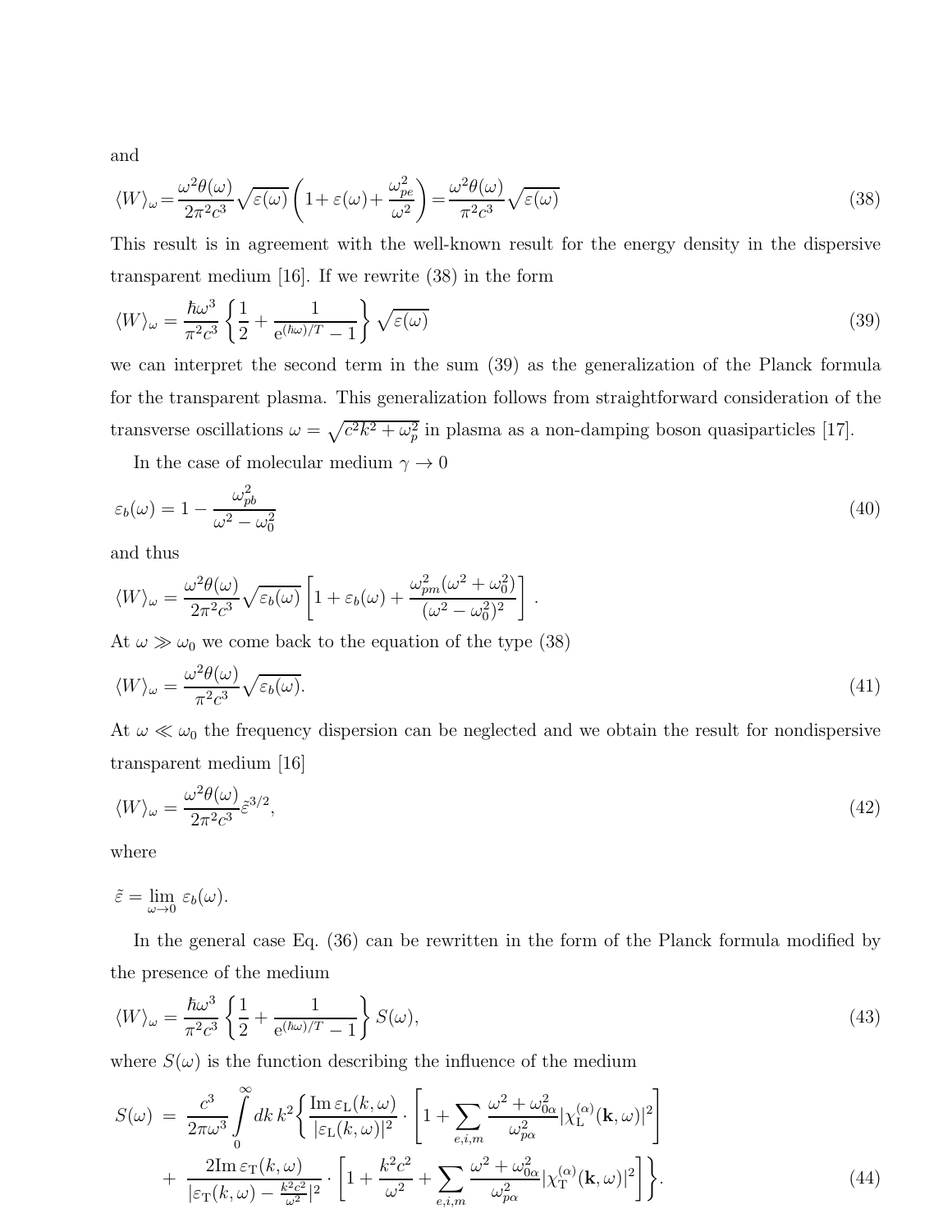and

$$\langle W\rangle_\omega = \frac{\omega^2\theta(\omega)}{2\pi^2c^3}\sqrt{\varepsilon(\omega)}\left(1+\varepsilon(\omega)+\frac{\omega_{pe}^2}{\omega^2}\right) = \frac{\omega^2\theta(\omega)}{\pi^2c^3}\sqrt{\varepsilon(\omega)} \tag{38}$$

This result is in agreement with the well-known result for the energy density in the dispersive transparent medium [16]. If we rewrite (38) in the form

$$\langle W\rangle_\omega = \frac{\hbar\omega^3}{\pi^2c^3}\left\{\frac{1}{2}+\frac{1}{\mathrm{e}^{(\hbar\omega)/T}-1}\right\}\sqrt{\varepsilon(\omega)} \tag{39}$$

we can interpret the second term in the sum (39) as the generalization of the Planck formula for the transparent plasma. This generalization follows from straightforward consideration of the transverse oscillations $\omega=\sqrt{c^2k^2+\omega_p^2}$ in plasma as a non-damping boson quasiparticles [17].

In the case of molecular medium $\gamma\to 0$

$$\varepsilon_b(\omega) = 1-\frac{\omega_{pb}^2}{\omega^2-\omega_0^2} \tag{40}$$

and thus

$$\langle W\rangle_\omega = \frac{\omega^2\theta(\omega)}{2\pi^2c^3}\sqrt{\varepsilon_b(\omega)}\left[1+\varepsilon_b(\omega)+\frac{\omega_{pm}^2(\omega^2+\omega_0^2)}{(\omega^2-\omega_0^2)^2}\right].$$

At $\omega\gg\omega_0$ we come back to the equation of the type (38)

$$\langle W\rangle_\omega = \frac{\omega^2\theta(\omega)}{\pi^2c^3}\sqrt{\varepsilon_b(\omega)}. \tag{41}$$

At $\omega\ll\omega_0$ the frequency dispersion can be neglected and we obtain the result for nondispersive transparent medium [16]

$$\langle W\rangle_\omega = \frac{\omega^2\theta(\omega)}{2\pi^2c^3}\tilde{\varepsilon}^{3/2}, \tag{42}$$

where

$$\tilde{\varepsilon} = \lim_{\omega\to 0}\varepsilon_b(\omega).$$

In the general case Eq. (36) can be rewritten in the form of the Planck formula modified by the presence of the medium

$$\langle W\rangle_\omega = \frac{\hbar\omega^3}{\pi^2c^3}\left\{\frac{1}{2}+\frac{1}{\mathrm{e}^{(\hbar\omega)/T}-1}\right\}S(\omega), \tag{43}$$

where $S(\omega)$ is the function describing the influence of the medium

$$\begin{aligned} S(\omega) \;=\; & \frac{c^3}{2\pi\omega^3}\int_0^\infty dk\,k^2\Bigg\{\frac{\mathrm{Im}\,\varepsilon_{\mathrm{L}}(k,\omega)}{|\varepsilon_{\mathrm{L}}(k,\omega)|^2}\cdot\left[1+\sum_{e,i,m}\frac{\omega^2+\omega_{0\alpha}^2}{\omega_{p\alpha}^2}|\chi_{\mathrm{L}}^{(\alpha)}(\mathbf{k},\omega)|^2\right] \\ & +\;\frac{2\mathrm{Im}\,\varepsilon_{\mathrm{T}}(k,\omega)}{|\varepsilon_{\mathrm{T}}(k,\omega)-\frac{k^2c^2}{\omega^2}|^2}\cdot\left[1+\frac{k^2c^2}{\omega^2}+\sum_{e,i,m}\frac{\omega^2+\omega_{0\alpha}^2}{\omega_{p\alpha}^2}|\chi_{\mathrm{T}}^{(\alpha)}(\mathbf{k},\omega)|^2\right]\Bigg\}. \end{aligned} \tag{44}$$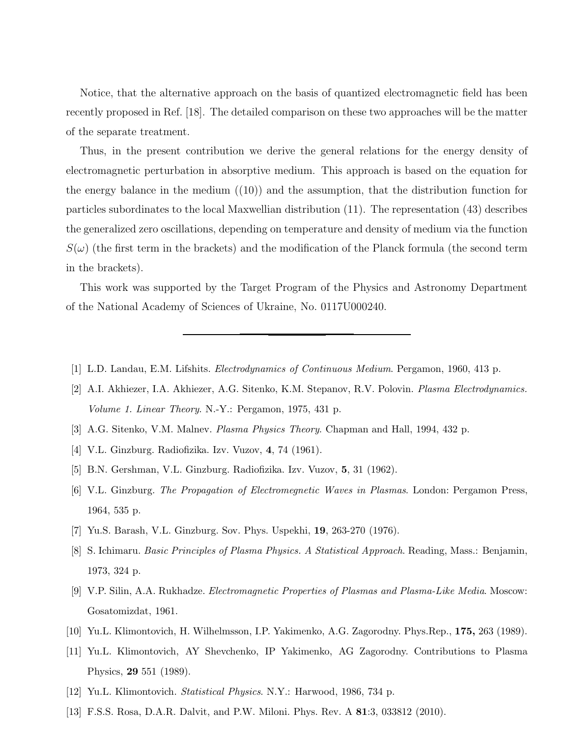Notice, that the alternative approach on the basis of quantized electromagnetic field has been recently proposed in Ref. [18]. The detailed comparison on these two approaches will be the matter of the separate treatment.

Thus, in the present contribution we derive the general relations for the energy density of electromagnetic perturbation in absorptive medium. This approach is based on the equation for the energy balance in the medium ((10)) and the assumption, that the distribution function for particles subordinates to the local Maxwellian distribution (11). The representation (43) describes the generalized zero oscillations, depending on temperature and density of medium via the function $S(\omega)$ (the first term in the brackets) and the modification of the Planck formula (the second term in the brackets).

This work was supported by the Target Program of the Physics and Astronomy Department of the National Academy of Sciences of Ukraine, No. 0117U000240.

---

[1] L.D. Landau, E.M. Lifshits. *Electrodynamics of Continuous Medium*. Pergamon, 1960, 413 p.

[2] A.I. Akhiezer, I.A. Akhiezer, A.G. Sitenko, K.M. Stepanov, R.V. Polovin. *Plasma Electrodynamics. Volume 1. Linear Theory*. N.-Y.: Pergamon, 1975, 431 p.

[3] A.G. Sitenko, V.M. Malnev. *Plasma Physics Theory*. Chapman and Hall, 1994, 432 p.

[4] V.L. Ginzburg. Radiofizika. Izv. Vuzov, **4**, 74 (1961).

[5] B.N. Gershman, V.L. Ginzburg. Radiofizika. Izv. Vuzov, **5**, 31 (1962).

[6] V.L. Ginzburg. *The Propagation of Electromegnetic Waves in Plasmas*. London: Pergamon Press, 1964, 535 p.

[7] Yu.S. Barash, V.L. Ginzburg. Sov. Phys. Uspekhi, **19**, 263-270 (1976).

[8] S. Ichimaru. *Basic Principles of Plasma Physics. A Statistical Approach*. Reading, Mass.: Benjamin, 1973, 324 p.

[9] V.P. Silin, A.A. Rukhadze. *Electromagnetic Properties of Plasmas and Plasma-Like Media*. Moscow: Gosatomizdat, 1961.

[10] Yu.L. Klimontovich, H. Wilhelmsson, I.P. Yakimenko, A.G. Zagorodny. Phys.Rep., **175,** 263 (1989).

[11] Yu.L. Klimontovich, AY Shevchenko, IP Yakimenko, AG Zagorodny. Contributions to Plasma Physics, **29** 551 (1989).

[12] Yu.L. Klimontovich. *Statistical Physics*. N.Y.: Harwood, 1986, 734 p.

[13] F.S.S. Rosa, D.A.R. Dalvit, and P.W. Miloni. Phys. Rev. A **81**:3, 033812 (2010).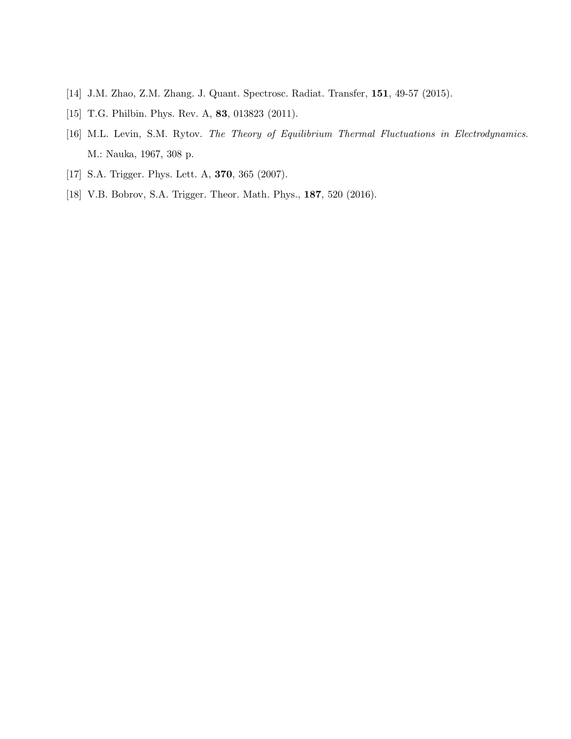[14] J.M. Zhao, Z.M. Zhang. J. Quant. Spectrosc. Radiat. Transfer, **151**, 49-57 (2015).

[15] T.G. Philbin. Phys. Rev. A, **83**, 013823 (2011).

[16] M.L. Levin, S.M. Rytov. *The Theory of Equilibrium Thermal Fluctuations in Electrodynamics*. M.: Nauka, 1967, 308 p.

[17] S.A. Trigger. Phys. Lett. A, **370**, 365 (2007).

[18] V.B. Bobrov, S.A. Trigger. Theor. Math. Phys., **187**, 520 (2016).